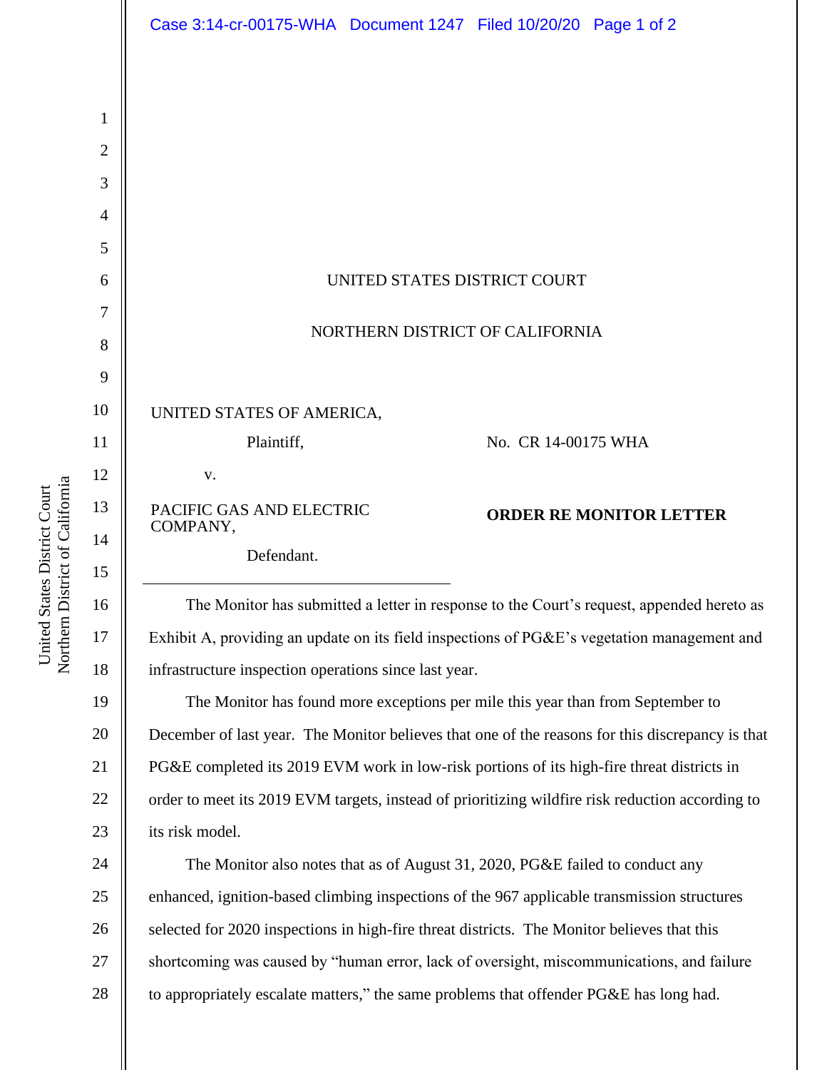UNITED STATES DISTRICT COURT

NORTHERN DISTRICT OF CALIFORNIA

UNITED STATES OF AMERICA,

Plaintiff,

v.

PACIFIC GAS AND ELECTRIC COMPANY,

Defendant.

No. CR 14-00175 WHA

**ORDER RE MONITOR LETTER**

The Monitor has submitted a letter in response to the Court's request, appended hereto as Exhibit A, providing an update on its field inspections of PG&E's vegetation management and infrastructure inspection operations since last year.

The Monitor has found more exceptions per mile this year than from September to December of last year. The Monitor believes that one of the reasons for this discrepancy is that PG&E completed its 2019 EVM work in low-risk portions of its high-fire threat districts in order to meet its 2019 EVM targets, instead of prioritizing wildfire risk reduction according to its risk model.

The Monitor also notes that as of August 31, 2020, PG&E failed to conduct any enhanced, ignition-based climbing inspections of the 967 applicable transmission structures selected for 2020 inspections in high-fire threat districts. The Monitor believes that this shortcoming was caused by "human error, lack of oversight, miscommunications, and failure to appropriately escalate matters," the same problems that offender PG&E has long had.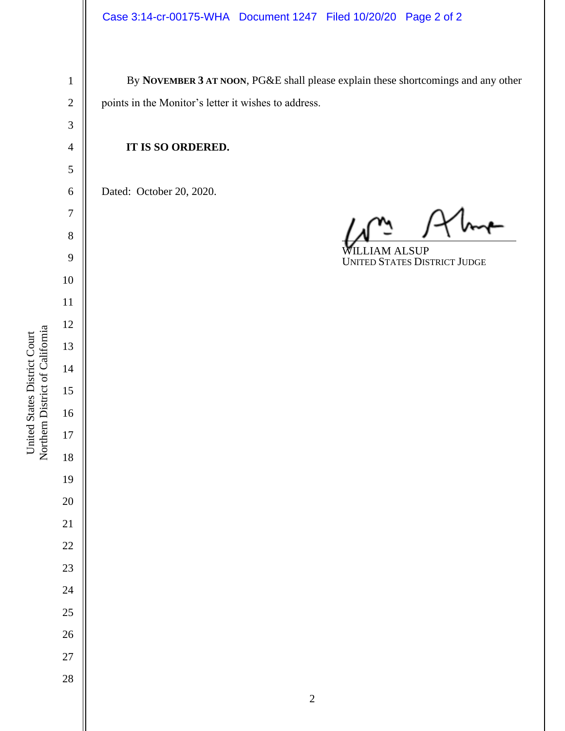By **NOVEMBER 3 AT NOON**, PG&E shall please explain these shortcomings and any other points in the Monitor's letter it wishes to address.

**IT IS SO ORDERED.**

Dated: October 20, 2020.

WILLIAM ALSUP
UNITED STATES DISTRICT JUDGE